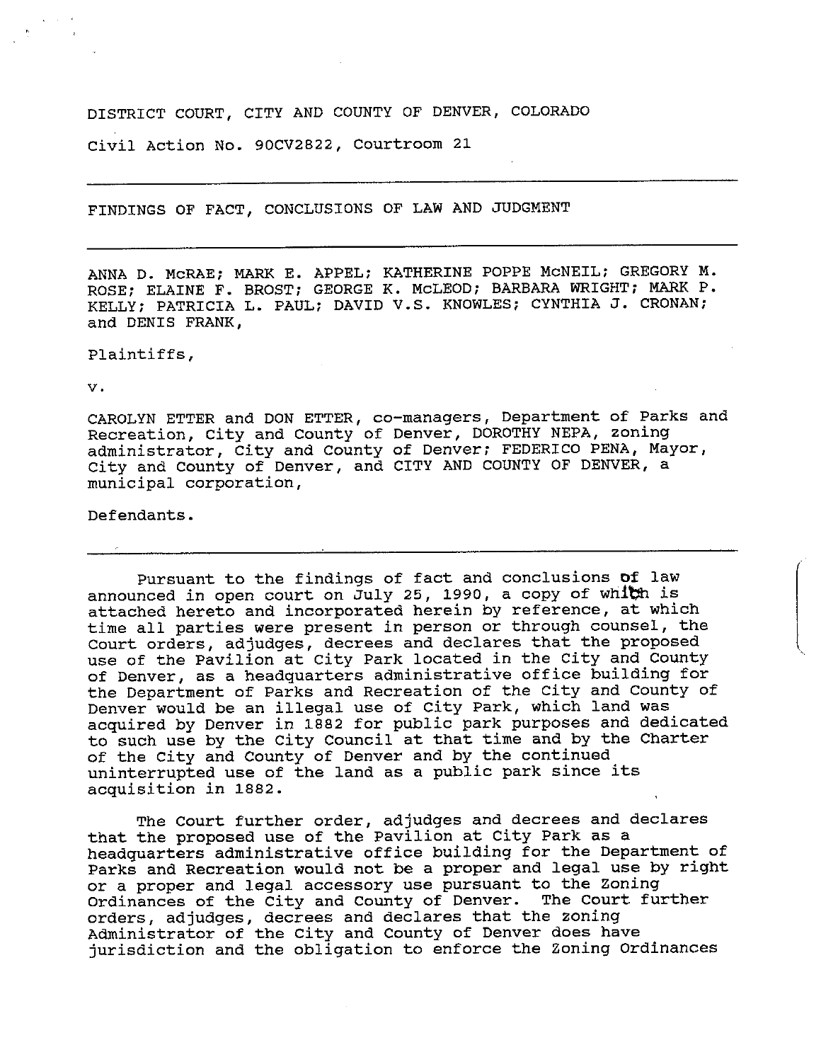DISTRICT COURT, CITY AND COUNTY OF DENVER, COLORADO

Civil Action No. 90CV2822, Courtroom 21

---

FINDINGS OF FACT, CONCLUSIONS OF LAW AND JUDGMENT

---

ANNA D. McRAE; MARK E. APPEL; KATHERINE POPPE McNEIL; GREGORY M. ROSE; ELAINE F. BROST; GEORGE K. McLEOD; BARBARA WRIGHT; MARK P. KELLY; PATRICIA L. PAUL; DAVID V.S. KNOWLES; CYNTHIA J. CRONAN; and DENIS FRANK,

Plaintiffs,

v.

CAROLYN ETTER and DON ETTER, co-managers, Department of Parks and Recreation, City and County of Denver, DOROTHY NEPA, zoning administrator, City and County of Denver; FEDERICO PENA, Mayor, City and County of Denver, and CITY AND COUNTY OF DENVER, a municipal corporation,

Defendants.

---

Pursuant to the findings of fact and conclusions of law announced in open court on July 25, 1990, a copy of which is attached hereto and incorporated herein by reference, at which time all parties were present in person or through counsel, the Court orders, adjudges, decrees and declares that the proposed use of the Pavilion at City Park located in the City and County of Denver, as a headquarters administrative office building for the Department of Parks and Recreation of the City and County of Denver would be an illegal use of City Park, which land was acquired by Denver in 1882 for public park purposes and dedicated to such use by the City Council at that time and by the Charter of the City and County of Denver and by the continued uninterrupted use of the land as a public park since its acquisition in 1882.

The Court further order, adjudges and decrees and declares that the proposed use of the Pavilion at City Park as a headquarters administrative office building for the Department of Parks and Recreation would not be a proper and legal use by right or a proper and legal accessory use pursuant to the Zoning Ordinances of the City and County of Denver. The Court further orders, adjudges, decrees and declares that the zoning Administrator of the City and County of Denver does have jurisdiction and the obligation to enforce the Zoning Ordinances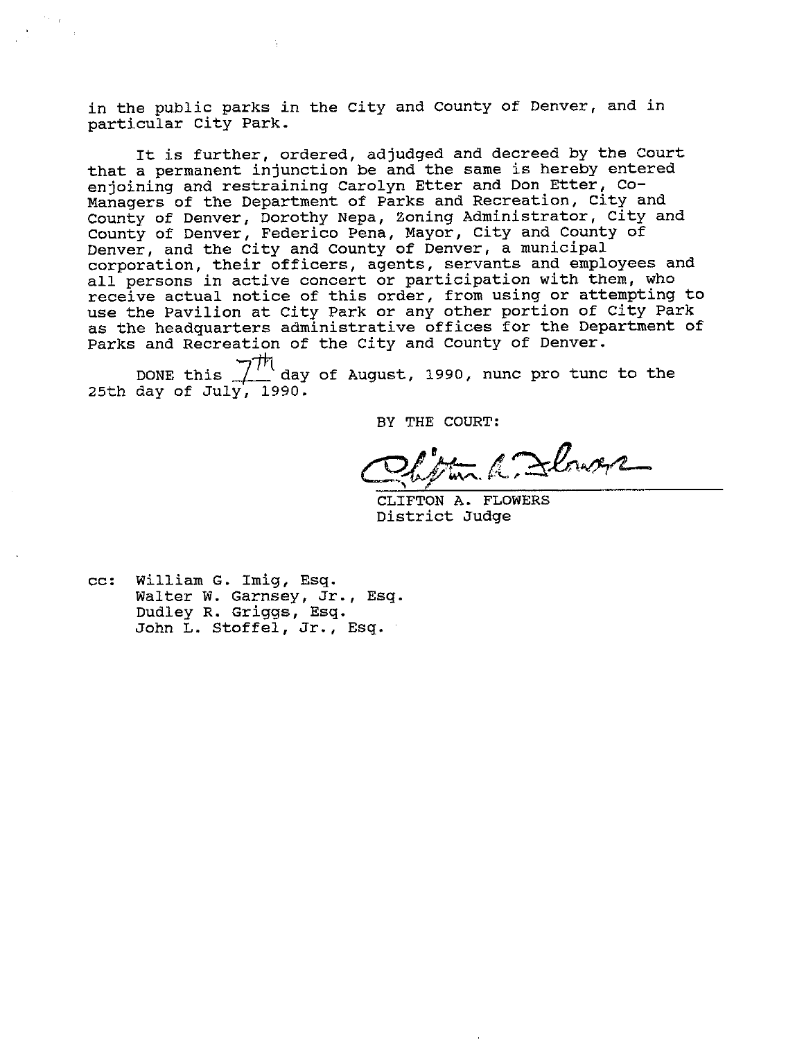in the public parks in the City and County of Denver, and in particular City Park.

It is further, ordered, adjudged and decreed by the Court that a permanent injunction be and the same is hereby entered enjoining and restraining Carolyn Etter and Don Etter, Co-Managers of the Department of Parks and Recreation, City and County of Denver, Dorothy Nepa, Zoning Administrator, City and County of Denver, Federico Pena, Mayor, City and County of Denver, and the City and County of Denver, a municipal corporation, their officers, agents, servants and employees and all persons in active concert or participation with them, who receive actual notice of this order, from using or attempting to use the Pavilion at City Park or any other portion of City Park as the headquarters administrative offices for the Department of Parks and Recreation of the City and County of Denver.

DONE this 7th day of August, 1990, nunc pro tunc to the 25th day of July, 1990.

BY THE COURT:

CLIFTON A. FLOWERS
District Judge

cc: William G. Imig, Esq.
Walter W. Garnsey, Jr., Esq.
Dudley R. Griggs, Esq.
John L. Stoffel, Jr., Esq.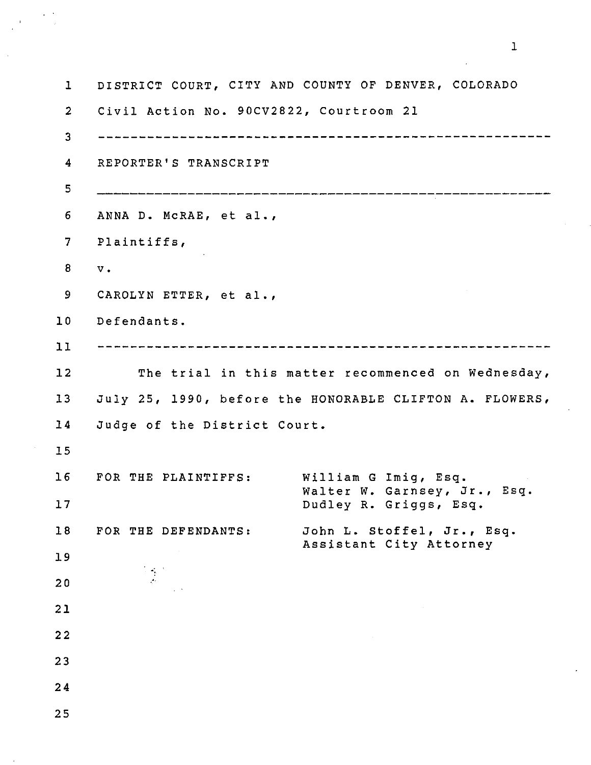DISTRICT COURT, CITY AND COUNTY OF DENVER, COLORADO

Civil Action No. 90CV2822, Courtroom 21

---

REPORTER'S TRANSCRIPT

---

ANNA D. McRAE, et al.,

Plaintiffs,

v.

CAROLYN ETTER, et al.,

Defendants.

---

The trial in this matter recommenced on Wednesday, July 25, 1990, before the HONORABLE CLIFTON A. FLOWERS, Judge of the District Court.

FOR THE PLAINTIFFS: William G Imig, Esq.
Walter W. Garnsey, Jr., Esq.
Dudley R. Griggs, Esq.

FOR THE DEFENDANTS: John L. Stoffel, Jr., Esq.
Assistant City Attorney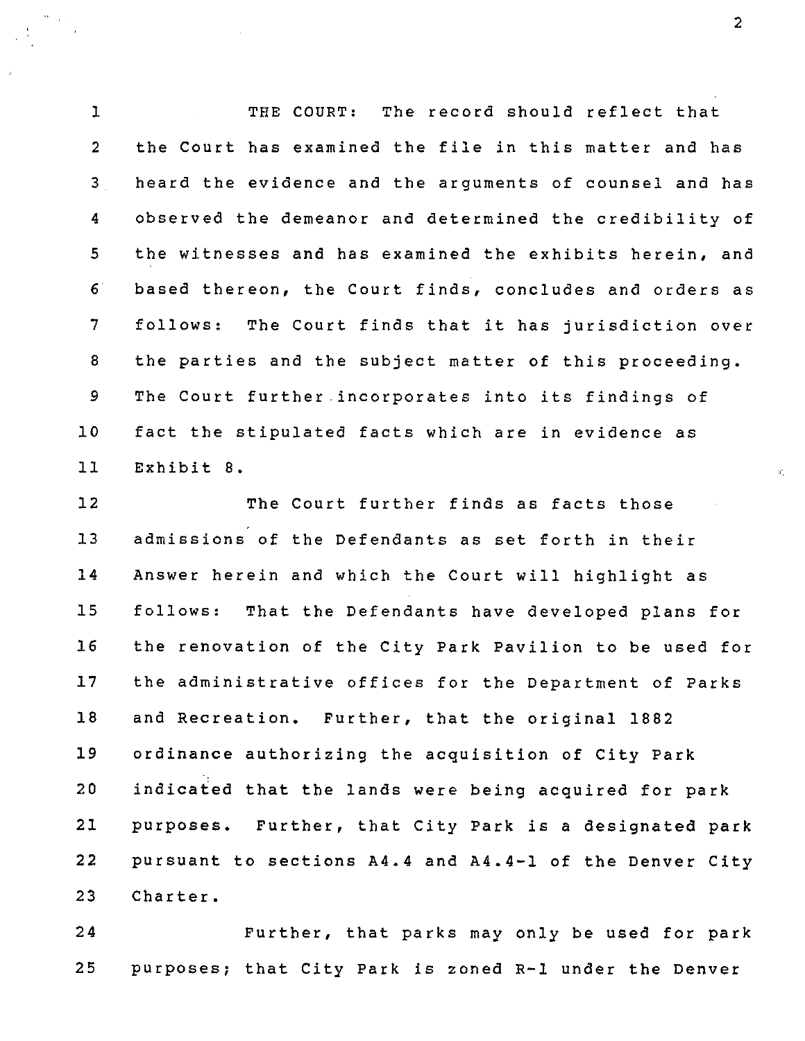THE COURT: The record should reflect that the Court has examined the file in this matter and has heard the evidence and the arguments of counsel and has observed the demeanor and determined the credibility of the witnesses and has examined the exhibits herein, and based thereon, the Court finds, concludes and orders as follows: The Court finds that it has jurisdiction over the parties and the subject matter of this proceeding. The Court further incorporates into its findings of fact the stipulated facts which are in evidence as Exhibit 8.

The Court further finds as facts those admissions of the Defendants as set forth in their Answer herein and which the Court will highlight as follows: That the Defendants have developed plans for the renovation of the City Park Pavilion to be used for the administrative offices for the Department of Parks and Recreation. Further, that the original 1882 ordinance authorizing the acquisition of City Park indicated that the lands were being acquired for park purposes. Further, that City Park is a designated park pursuant to sections A4.4 and A4.4-1 of the Denver City Charter.

Further, that parks may only be used for park purposes; that City Park is zoned R-1 under the Denver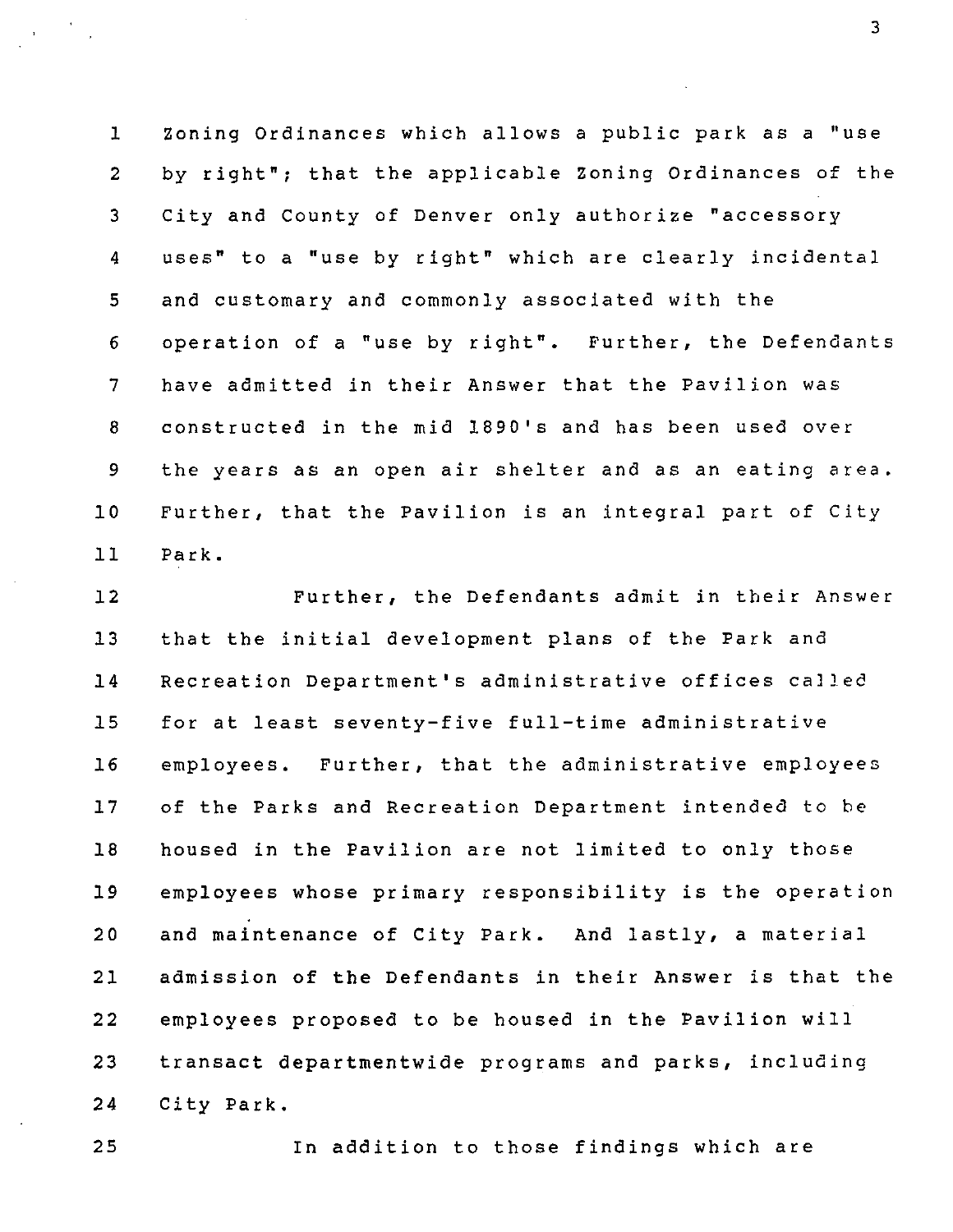Zoning Ordinances which allows a public park as a "use by right"; that the applicable Zoning Ordinances of the City and County of Denver only authorize "accessory uses" to a "use by right" which are clearly incidental and customary and commonly associated with the operation of a "use by right". Further, the Defendants have admitted in their Answer that the Pavilion was constructed in the mid 1890's and has been used over the years as an open air shelter and as an eating area. Further, that the Pavilion is an integral part of City Park.

Further, the Defendants admit in their Answer that the initial development plans of the Park and Recreation Department's administrative offices called for at least seventy-five full-time administrative employees. Further, that the administrative employees of the Parks and Recreation Department intended to be housed in the Pavilion are not limited to only those employees whose primary responsibility is the operation and maintenance of City Park. And lastly, a material admission of the Defendants in their Answer is that the employees proposed to be housed in the Pavilion will transact departmentwide programs and parks, including City Park.

In addition to those findings which are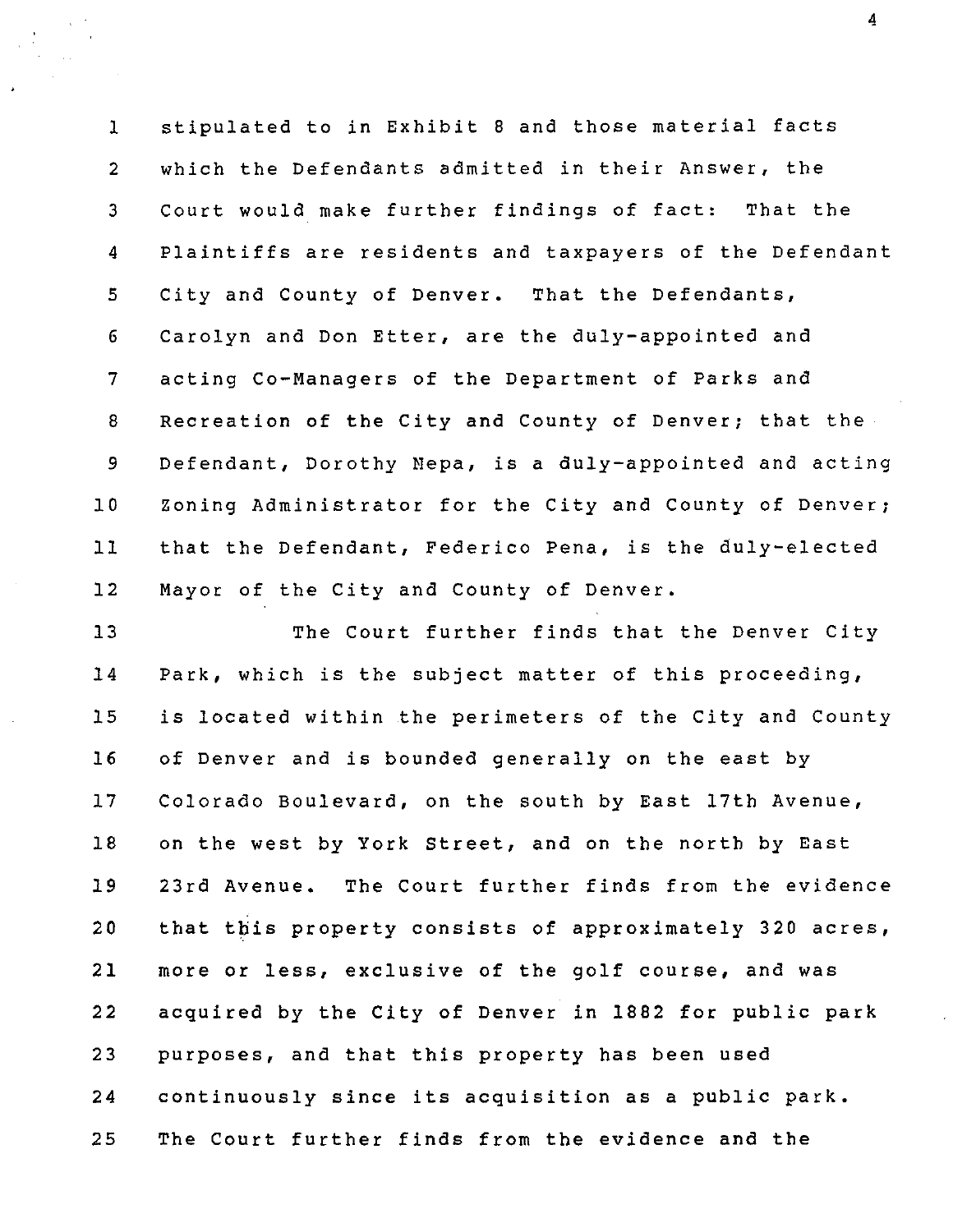stipulated to in Exhibit 8 and those material facts which the Defendants admitted in their Answer, the Court would make further findings of fact: That the Plaintiffs are residents and taxpayers of the Defendant City and County of Denver. That the Defendants, Carolyn and Don Etter, are the duly-appointed and acting Co-Managers of the Department of Parks and Recreation of the City and County of Denver; that the Defendant, Dorothy Nepa, is a duly-appointed and acting Zoning Administrator for the City and County of Denver; that the Defendant, Federico Pena, is the duly-elected Mayor of the City and County of Denver.

The Court further finds that the Denver City Park, which is the subject matter of this proceeding, is located within the perimeters of the City and County of Denver and is bounded generally on the east by Colorado Boulevard, on the south by East 17th Avenue, on the west by York Street, and on the north by East 23rd Avenue. The Court further finds from the evidence that this property consists of approximately 320 acres, more or less, exclusive of the golf course, and was acquired by the City of Denver in 1882 for public park purposes, and that this property has been used continuously since its acquisition as a public park. The Court further finds from the evidence and the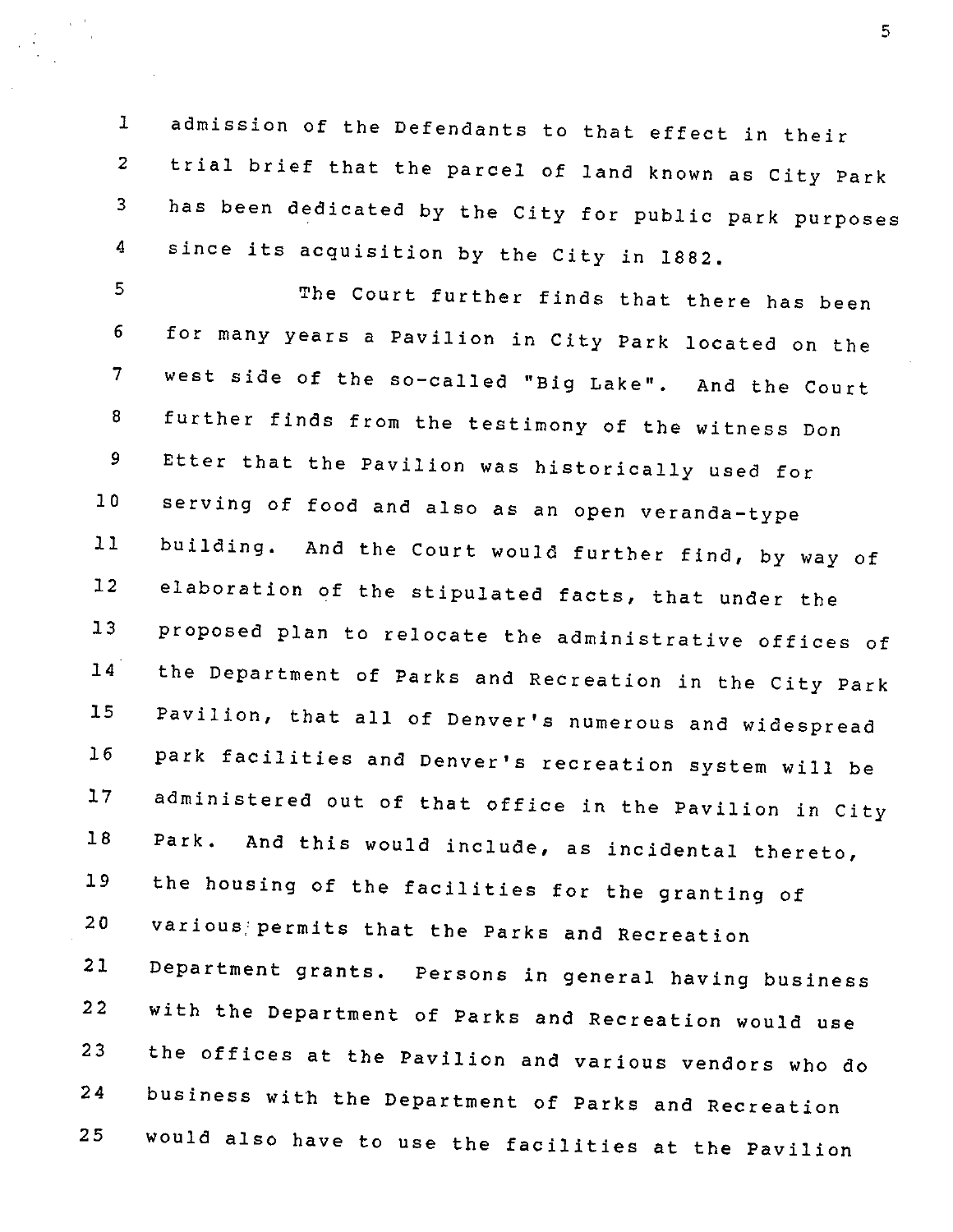admission of the Defendants to that effect in their trial brief that the parcel of land known as City Park has been dedicated by the City for public park purposes since its acquisition by the City in 1882.

The Court further finds that there has been for many years a Pavilion in City Park located on the west side of the so-called "Big Lake". And the Court further finds from the testimony of the witness Don Etter that the Pavilion was historically used for serving of food and also as an open veranda-type building. And the Court would further find, by way of elaboration of the stipulated facts, that under the proposed plan to relocate the administrative offices of the Department of Parks and Recreation in the City Park Pavilion, that all of Denver's numerous and widespread park facilities and Denver's recreation system will be administered out of that office in the Pavilion in City Park. And this would include, as incidental thereto, the housing of the facilities for the granting of various permits that the Parks and Recreation Department grants. Persons in general having business with the Department of Parks and Recreation would use the offices at the Pavilion and various vendors who do business with the Department of Parks and Recreation would also have to use the facilities at the Pavilion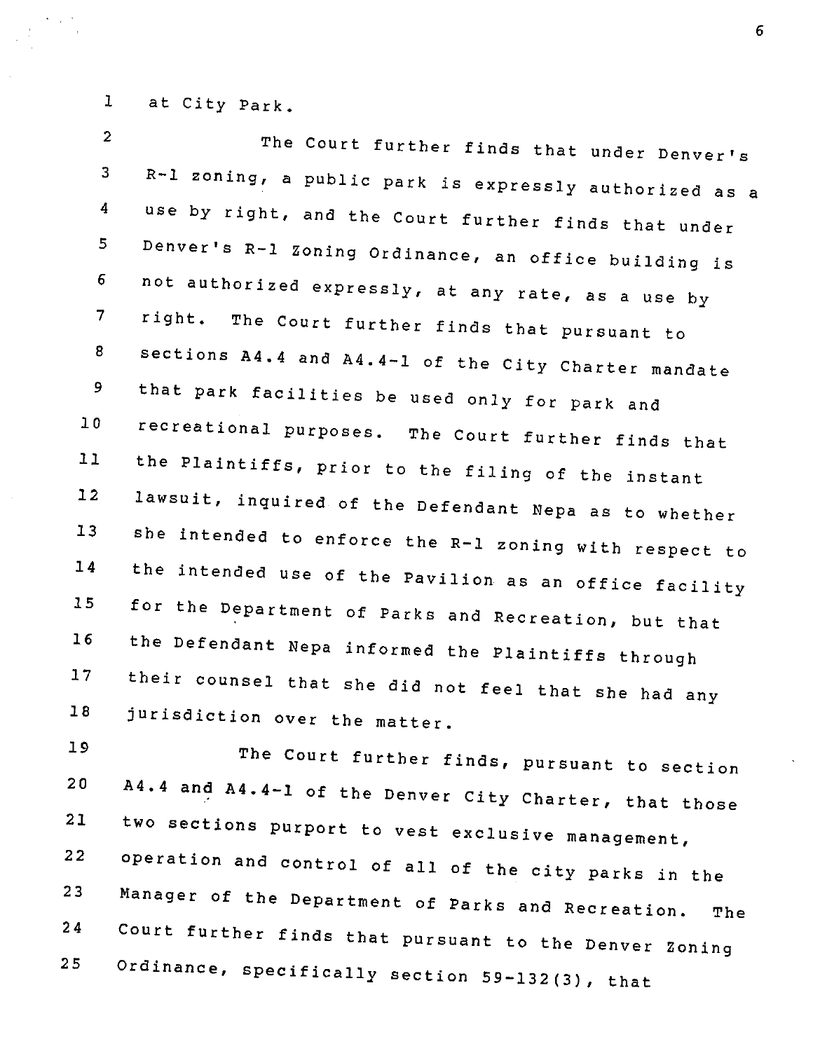at City Park.

The Court further finds that under Denver's R-1 zoning, a public park is expressly authorized as a use by right, and the Court further finds that under Denver's R-1 Zoning Ordinance, an office building is not authorized expressly, at any rate, as a use by right. The Court further finds that pursuant to sections A4.4 and A4.4-1 of the City Charter mandate that park facilities be used only for park and recreational purposes. The Court further finds that the Plaintiffs, prior to the filing of the instant lawsuit, inquired of the Defendant Nepa as to whether she intended to enforce the R-1 zoning with respect to the intended use of the Pavilion as an office facility for the Department of Parks and Recreation, but that the Defendant Nepa informed the Plaintiffs through their counsel that she did not feel that she had any jurisdiction over the matter.

The Court further finds, pursuant to section A4.4 and A4.4-1 of the Denver City Charter, that those two sections purport to vest exclusive management, operation and control of all of the city parks in the Manager of the Department of Parks and Recreation. The Court further finds that pursuant to the Denver Zoning Ordinance, specifically section 59-132(3), that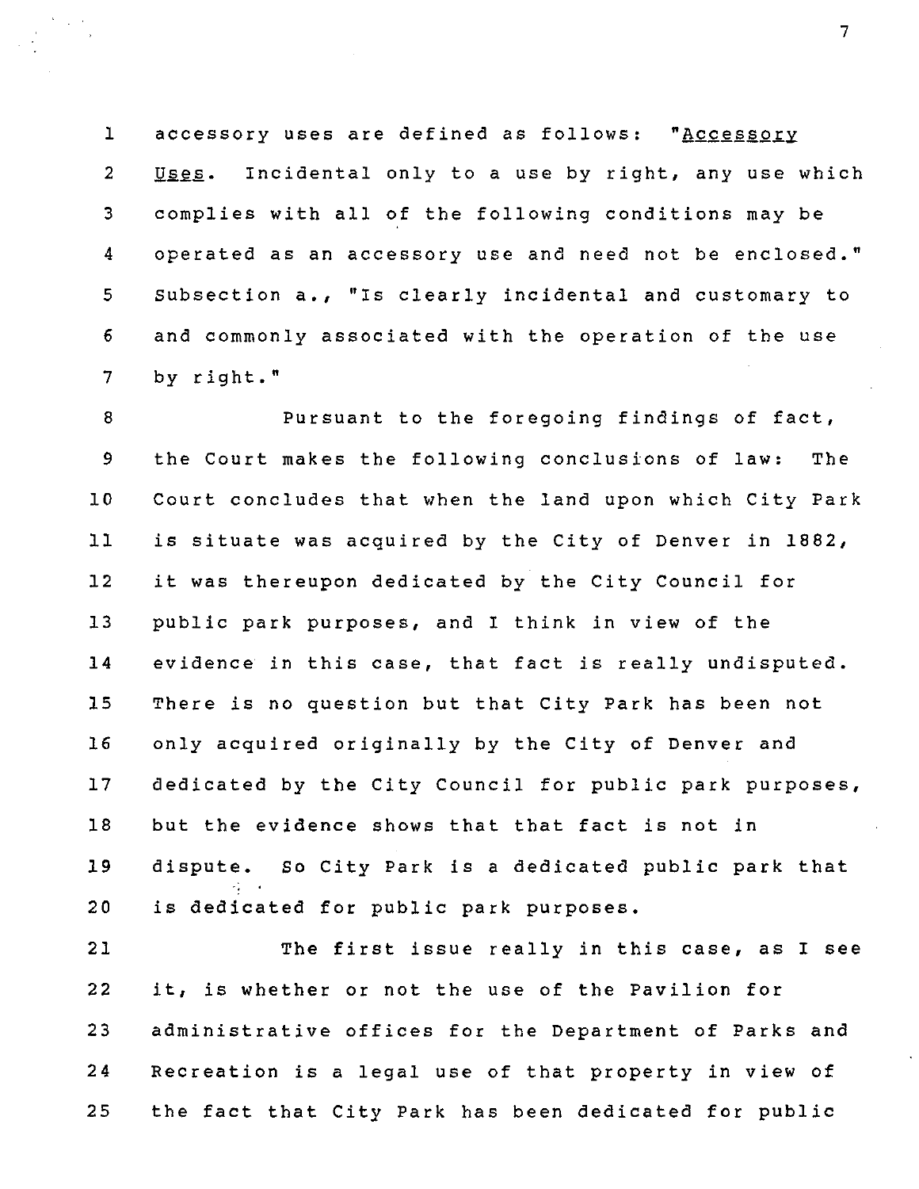accessory uses are defined as follows: "Accessory Uses. Incidental only to a use by right, any use which complies with all of the following conditions may be operated as an accessory use and need not be enclosed." Subsection a., "Is clearly incidental and customary to and commonly associated with the operation of the use by right."

Pursuant to the foregoing findings of fact, the Court makes the following conclusions of law: The Court concludes that when the land upon which City Park is situate was acquired by the City of Denver in 1882, it was thereupon dedicated by the City Council for public park purposes, and I think in view of the evidence in this case, that fact is really undisputed. There is no question but that City Park has been not only acquired originally by the City of Denver and dedicated by the City Council for public park purposes, but the evidence shows that that fact is not in dispute. So City Park is a dedicated public park that is dedicated for public park purposes.

The first issue really in this case, as I see it, is whether or not the use of the Pavilion for administrative offices for the Department of Parks and Recreation is a legal use of that property in view of the fact that City Park has been dedicated for public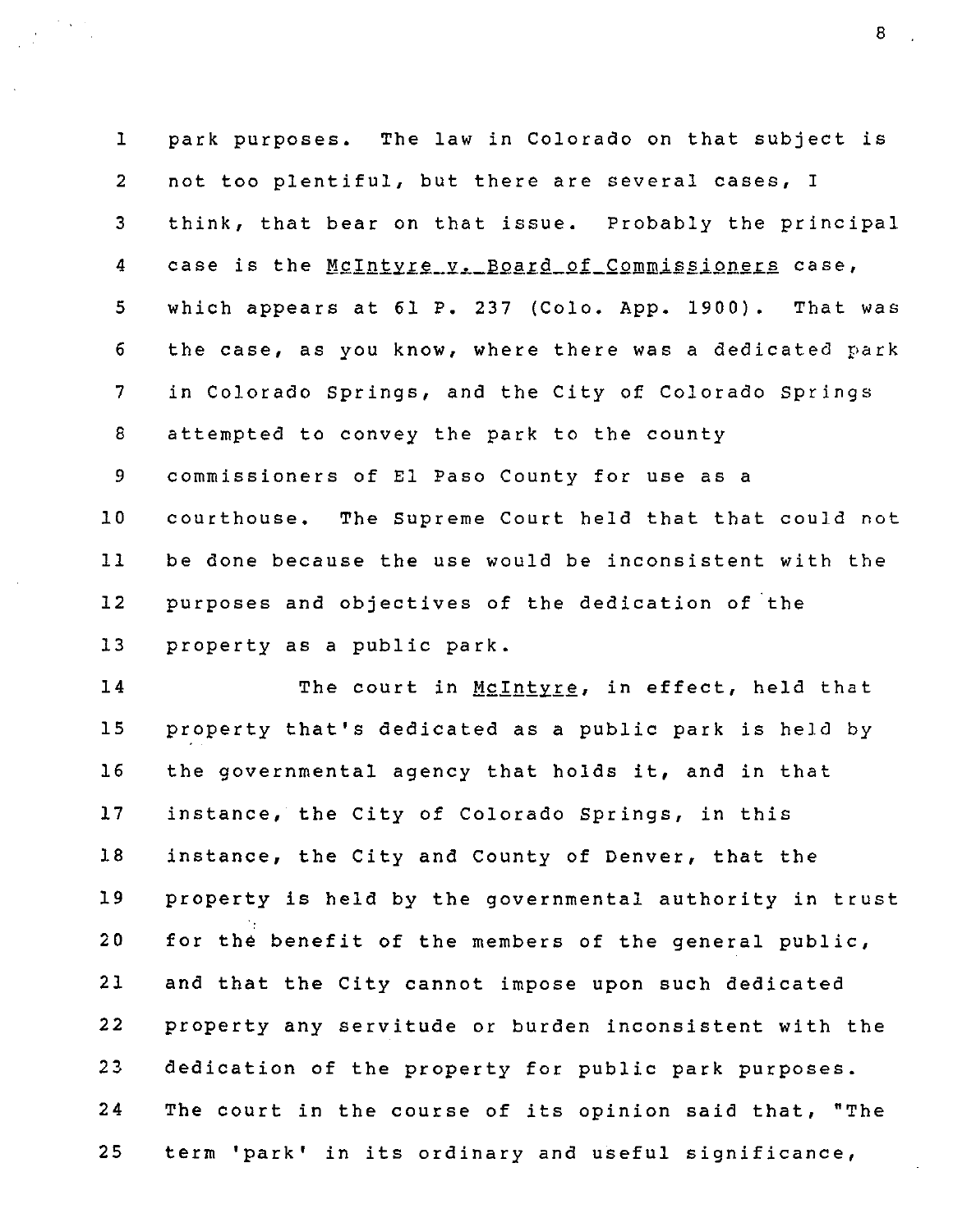park purposes. The law in Colorado on that subject is not too plentiful, but there are several cases, I think, that bear on that issue. Probably the principal case is the _McIntyre v. Board of Commissioners_ case, which appears at 61 P. 237 (Colo. App. 1900). That was the case, as you know, where there was a dedicated park in Colorado Springs, and the City of Colorado Springs attempted to convey the park to the county commissioners of El Paso County for use as a courthouse. The Supreme Court held that that could not be done because the use would be inconsistent with the purposes and objectives of the dedication of the property as a public park.

The court in _McIntyre_, in effect, held that property that's dedicated as a public park is held by the governmental agency that holds it, and in that instance, the City of Colorado Springs, in this instance, the City and County of Denver, that the property is held by the governmental authority in trust for the benefit of the members of the general public, and that the City cannot impose upon such dedicated property any servitude or burden inconsistent with the dedication of the property for public park purposes. The court in the course of its opinion said that, "The term 'park' in its ordinary and useful significance,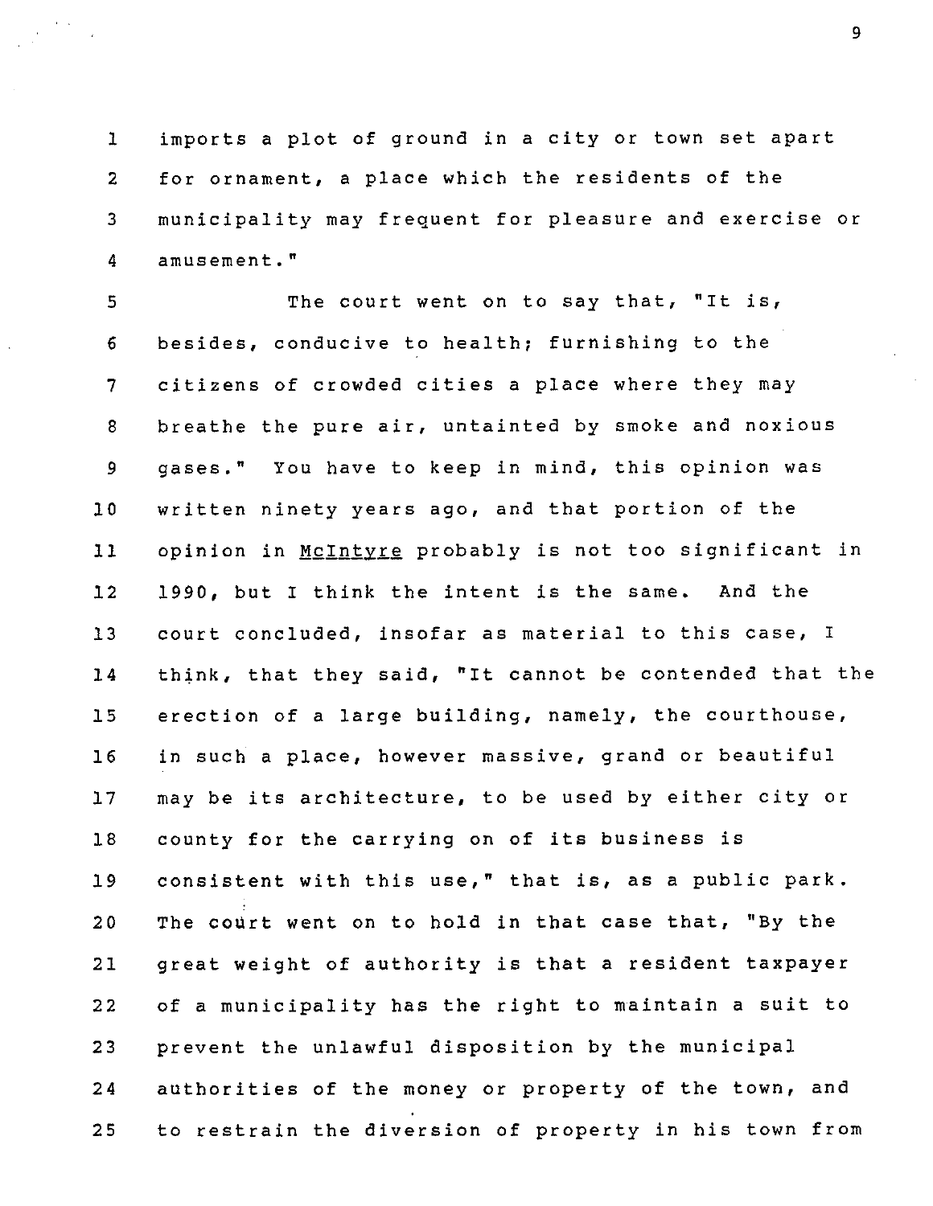imports a plot of ground in a city or town set apart for ornament, a place which the residents of the municipality may frequent for pleasure and exercise or amusement."

The court went on to say that, "It is, besides, conducive to health; furnishing to the citizens of crowded cities a place where they may breathe the pure air, untainted by smoke and noxious gases." You have to keep in mind, this opinion was written ninety years ago, and that portion of the opinion in McIntyre probably is not too significant in 1990, but I think the intent is the same. And the court concluded, insofar as material to this case, I think, that they said, "It cannot be contended that the erection of a large building, namely, the courthouse, in such a place, however massive, grand or beautiful may be its architecture, to be used by either city or county for the carrying on of its business is consistent with this use," that is, as a public park. The court went on to hold in that case that, "By the great weight of authority is that a resident taxpayer of a municipality has the right to maintain a suit to prevent the unlawful disposition by the municipal authorities of the money or property of the town, and to restrain the diversion of property in his town from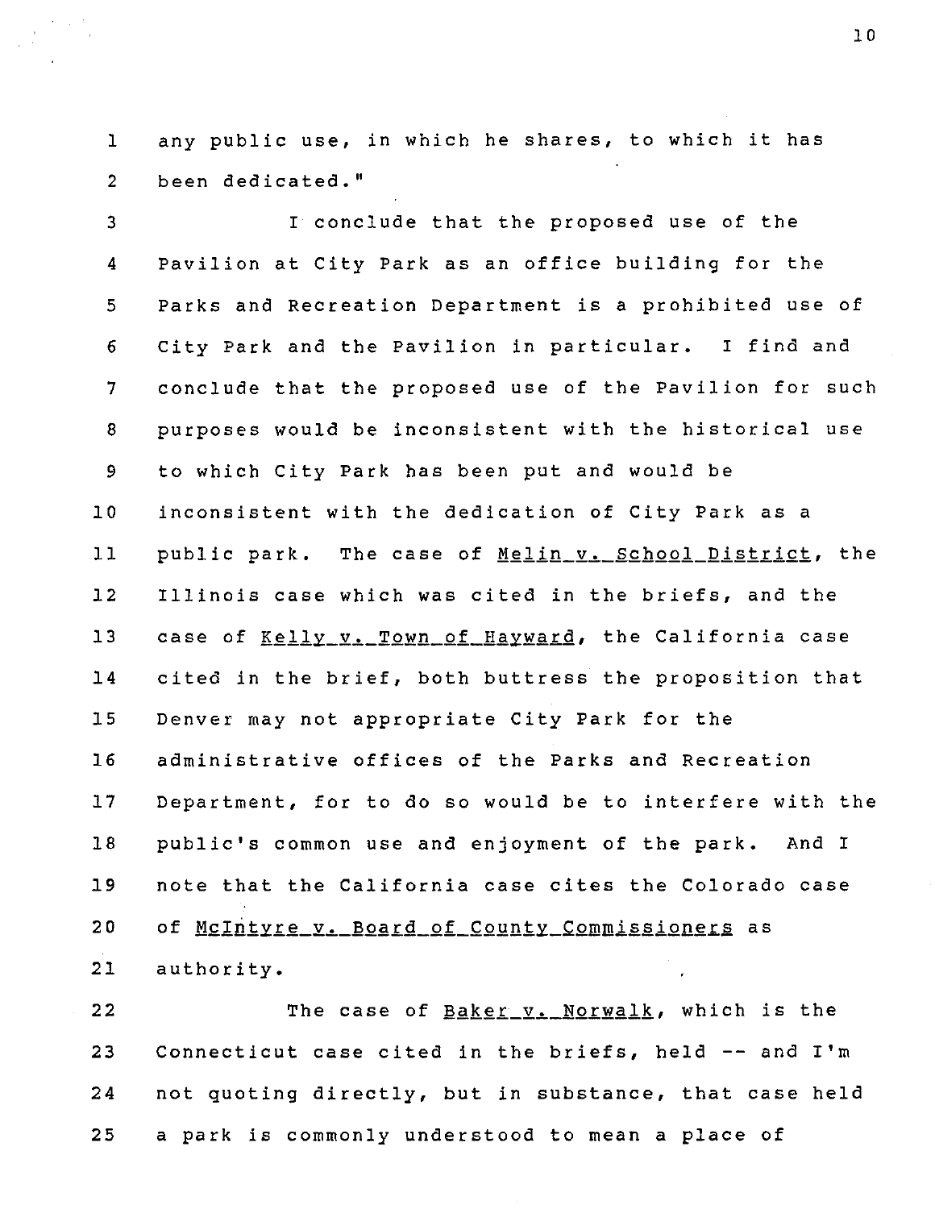any public use, in which he shares, to which it has been dedicated."

I conclude that the proposed use of the Pavilion at City Park as an office building for the Parks and Recreation Department is a prohibited use of City Park and the Pavilion in particular. I find and conclude that the proposed use of the Pavilion for such purposes would be inconsistent with the historical use to which City Park has been put and would be inconsistent with the dedication of City Park as a public park. The case of Melin v. School District, the Illinois case which was cited in the briefs, and the case of Kelly v. Town of Hayward, the California case cited in the brief, both buttress the proposition that Denver may not appropriate City Park for the administrative offices of the Parks and Recreation Department, for to do so would be to interfere with the public's common use and enjoyment of the park. And I note that the California case cites the Colorado case of McIntyre v. Board of County Commissioners as authority.

The case of Baker v. Norwalk, which is the Connecticut case cited in the briefs, held -- and I'm not quoting directly, but in substance, that case held a park is commonly understood to mean a place of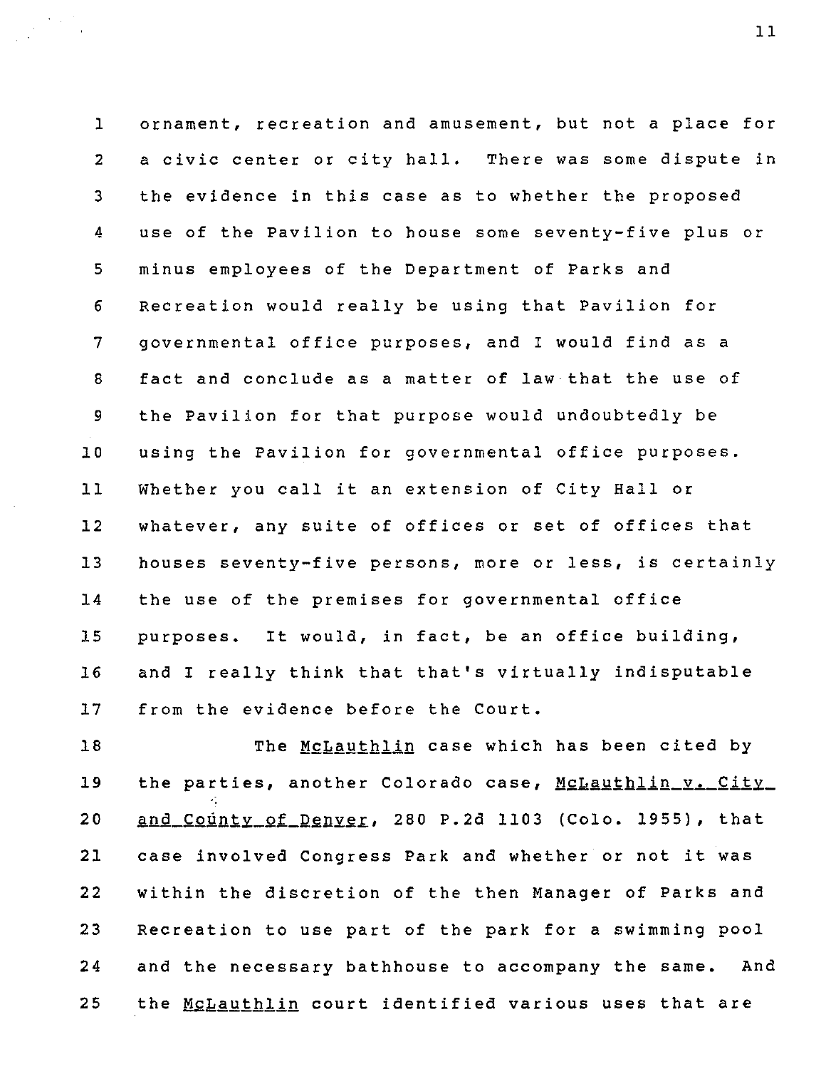ornament, recreation and amusement, but not a place for a civic center or city hall. There was some dispute in the evidence in this case as to whether the proposed use of the Pavilion to house some seventy-five plus or minus employees of the Department of Parks and Recreation would really be using that Pavilion for governmental office purposes, and I would find as a fact and conclude as a matter of law that the use of the Pavilion for that purpose would undoubtedly be using the Pavilion for governmental office purposes. Whether you call it an extension of City Hall or whatever, any suite of offices or set of offices that houses seventy-five persons, more or less, is certainly the use of the premises for governmental office purposes. It would, in fact, be an office building, and I really think that that's virtually indisputable from the evidence before the Court.

The _McLauthlin_ case which has been cited by the parties, another Colorado case, _McLauthlin v. City and County of Denver_, 280 P.2d 1103 (Colo. 1955), that case involved Congress Park and whether or not it was within the discretion of the then Manager of Parks and Recreation to use part of the park for a swimming pool and the necessary bathhouse to accompany the same. And the _McLauthlin_ court identified various uses that are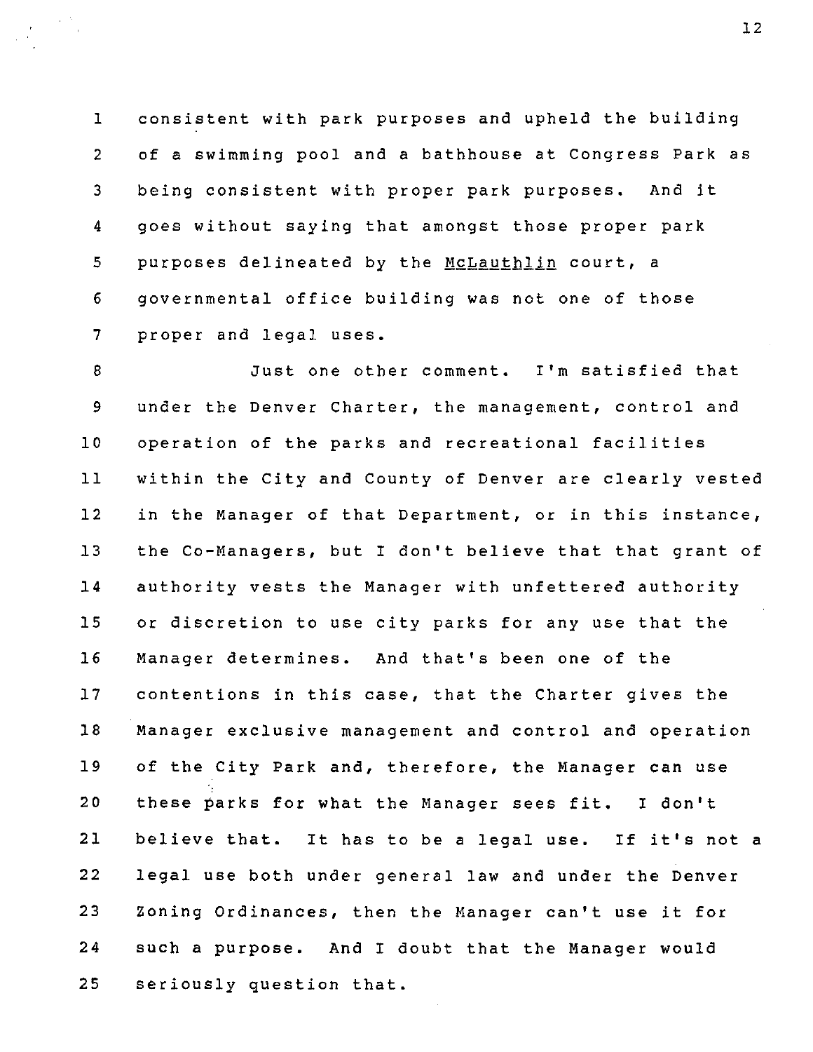consistent with park purposes and upheld the building of a swimming pool and a bathhouse at Congress Park as being consistent with proper park purposes. And it goes without saying that amongst those proper park purposes delineated by the McLauthlin court, a governmental office building was not one of those proper and legal uses.

Just one other comment. I'm satisfied that under the Denver Charter, the management, control and operation of the parks and recreational facilities within the City and County of Denver are clearly vested in the Manager of that Department, or in this instance, the Co-Managers, but I don't believe that that grant of authority vests the Manager with unfettered authority or discretion to use city parks for any use that the Manager determines. And that's been one of the contentions in this case, that the Charter gives the Manager exclusive management and control and operation of the City Park and, therefore, the Manager can use these parks for what the Manager sees fit. I don't believe that. It has to be a legal use. If it's not a legal use both under general law and under the Denver Zoning Ordinances, then the Manager can't use it for such a purpose. And I doubt that the Manager would seriously question that.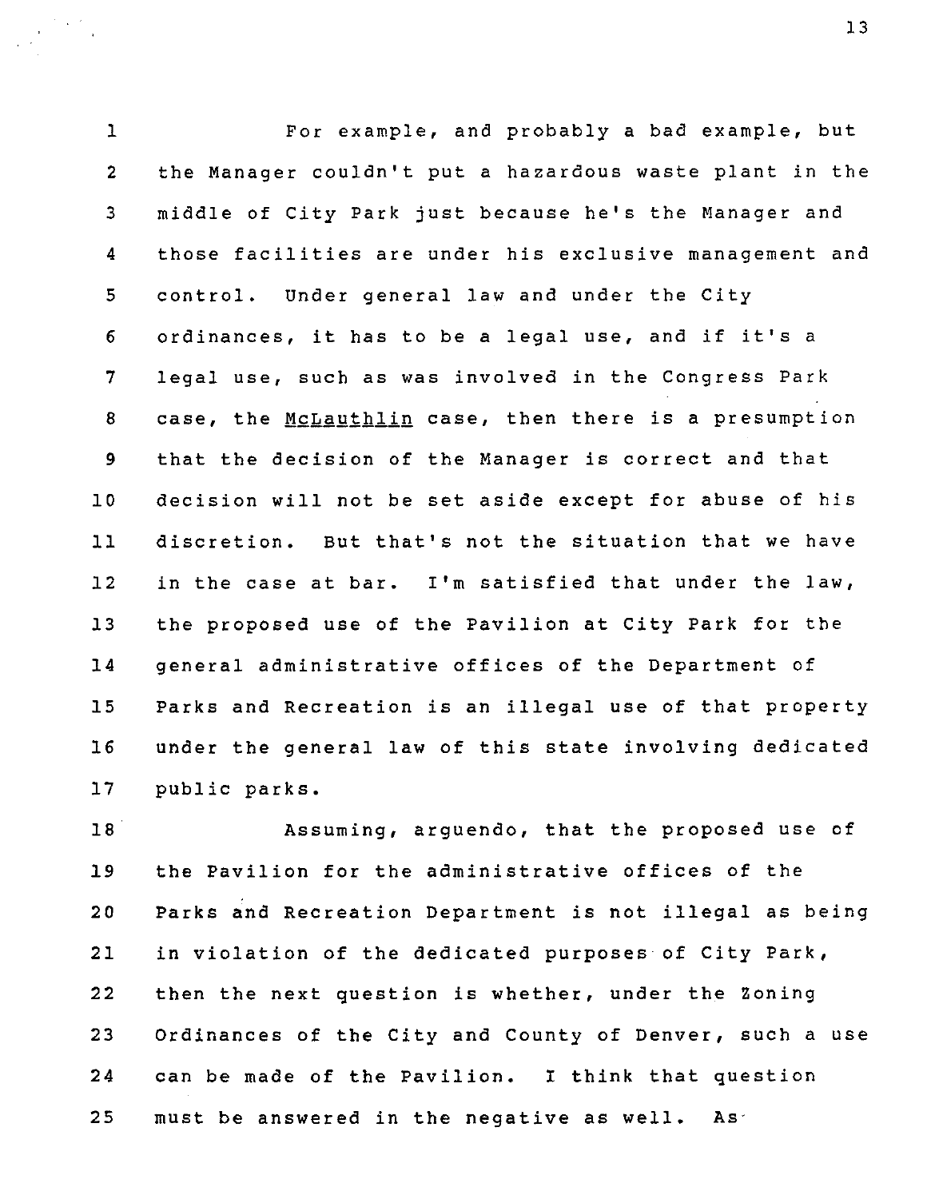For example, and probably a bad example, but the Manager couldn't put a hazardous waste plant in the middle of City Park just because he's the Manager and those facilities are under his exclusive management and control. Under general law and under the City ordinances, it has to be a legal use, and if it's a legal use, such as was involved in the Congress Park case, the McLauthlin case, then there is a presumption that the decision of the Manager is correct and that decision will not be set aside except for abuse of his discretion. But that's not the situation that we have in the case at bar. I'm satisfied that under the law, the proposed use of the Pavilion at City Park for the general administrative offices of the Department of Parks and Recreation is an illegal use of that property under the general law of this state involving dedicated public parks.

Assuming, arguendo, that the proposed use of the Pavilion for the administrative offices of the Parks and Recreation Department is not illegal as being in violation of the dedicated purposes of City Park, then the next question is whether, under the Zoning Ordinances of the City and County of Denver, such a use can be made of the Pavilion. I think that question must be answered in the negative as well. As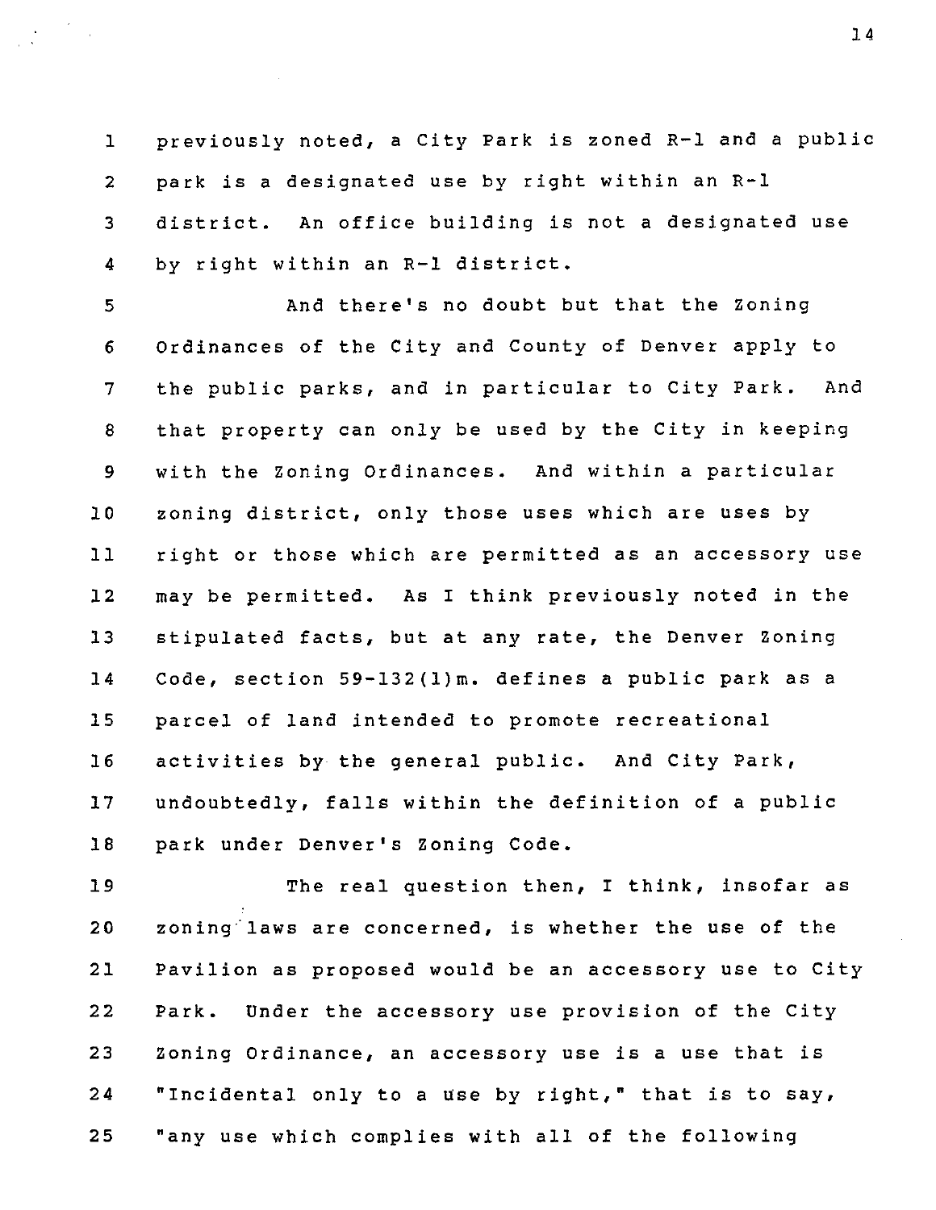previously noted, a City Park is zoned R-1 and a public park is a designated use by right within an R-1 district. An office building is not a designated use by right within an R-1 district.

And there's no doubt but that the Zoning Ordinances of the City and County of Denver apply to the public parks, and in particular to City Park. And that property can only be used by the City in keeping with the Zoning Ordinances. And within a particular zoning district, only those uses which are uses by right or those which are permitted as an accessory use may be permitted. As I think previously noted in the stipulated facts, but at any rate, the Denver Zoning Code, section 59-132(1)m. defines a public park as a parcel of land intended to promote recreational activities by the general public. And City Park, undoubtedly, falls within the definition of a public park under Denver's Zoning Code.

The real question then, I think, insofar as zoning laws are concerned, is whether the use of the Pavilion as proposed would be an accessory use to City Park. Under the accessory use provision of the City Zoning Ordinance, an accessory use is a use that is "Incidental only to a use by right," that is to say, "any use which complies with all of the following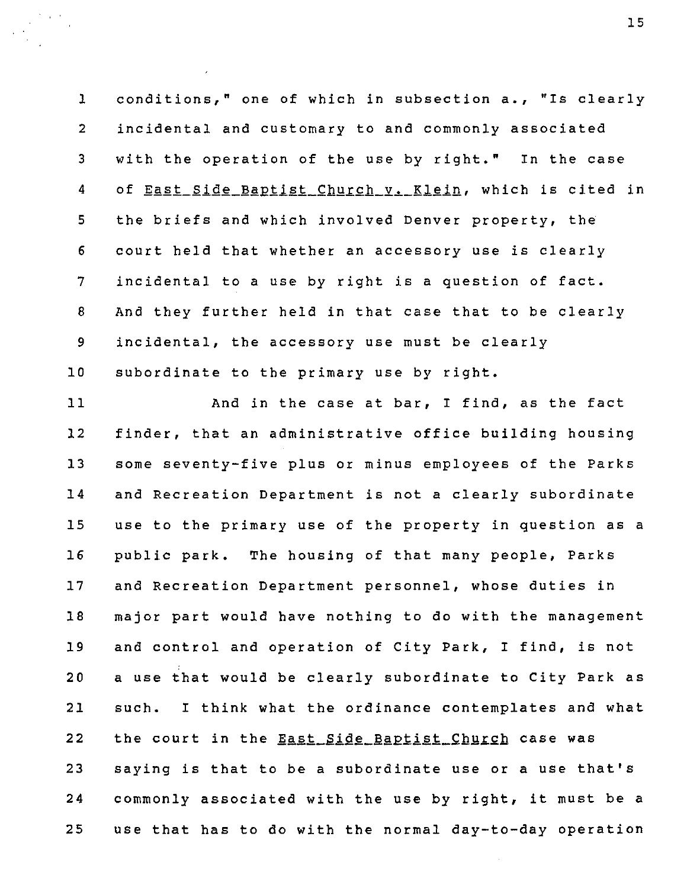conditions," one of which in subsection a., "Is clearly incidental and customary to and commonly associated with the operation of the use by right." In the case of East Side Baptist Church v. Klein, which is cited in the briefs and which involved Denver property, the court held that whether an accessory use is clearly incidental to a use by right is a question of fact. And they further held in that case that to be clearly incidental, the accessory use must be clearly subordinate to the primary use by right.

And in the case at bar, I find, as the fact finder, that an administrative office building housing some seventy-five plus or minus employees of the Parks and Recreation Department is not a clearly subordinate use to the primary use of the property in question as a public park. The housing of that many people, Parks and Recreation Department personnel, whose duties in major part would have nothing to do with the management and control and operation of City Park, I find, is not a use that would be clearly subordinate to City Park as such. I think what the ordinance contemplates and what the court in the East Side Baptist Church case was saying is that to be a subordinate use or a use that's commonly associated with the use by right, it must be a use that has to do with the normal day-to-day operation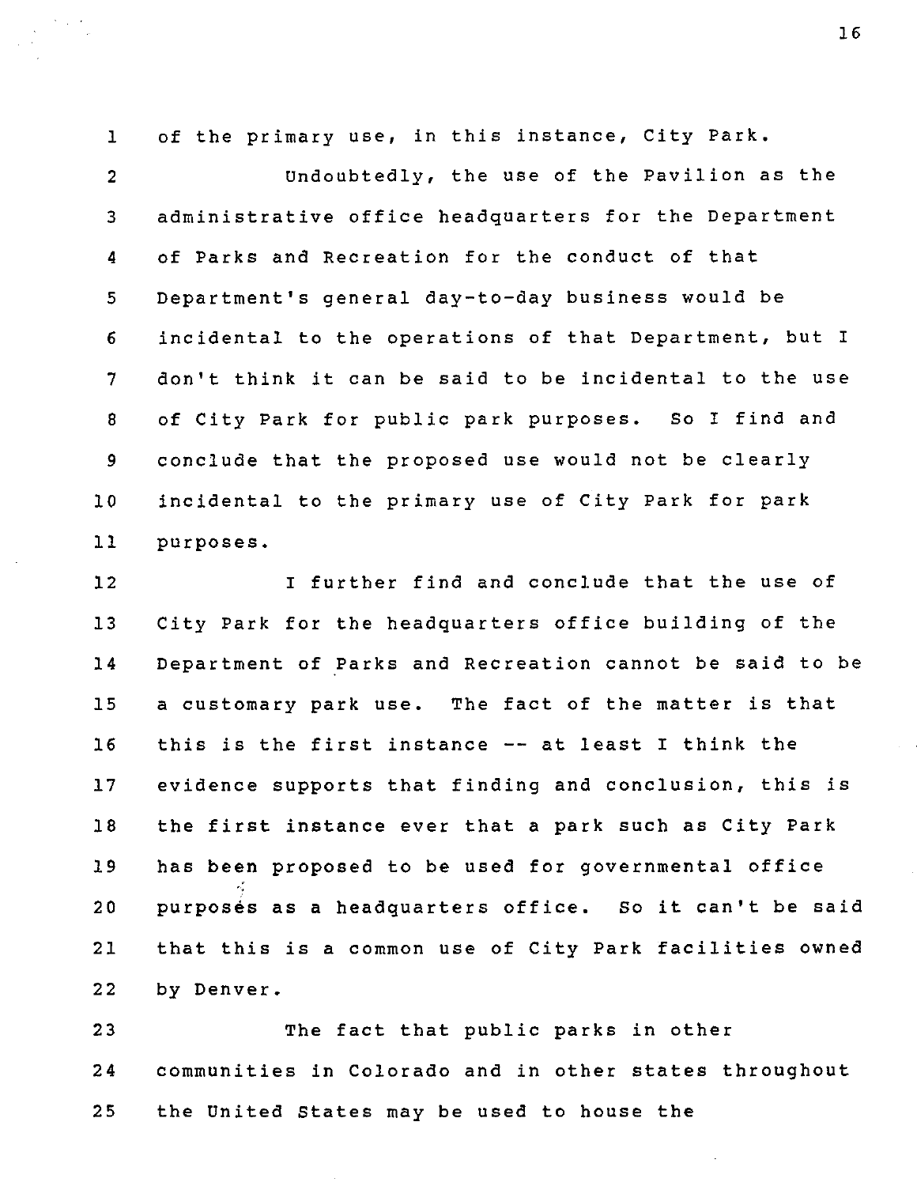of the primary use, in this instance, City Park.

Undoubtedly, the use of the Pavilion as the administrative office headquarters for the Department of Parks and Recreation for the conduct of that Department's general day-to-day business would be incidental to the operations of that Department, but I don't think it can be said to be incidental to the use of City Park for public park purposes. So I find and conclude that the proposed use would not be clearly incidental to the primary use of City Park for park purposes.

I further find and conclude that the use of City Park for the headquarters office building of the Department of Parks and Recreation cannot be said to be a customary park use. The fact of the matter is that this is the first instance -- at least I think the evidence supports that finding and conclusion, this is the first instance ever that a park such as City Park has been proposed to be used for governmental office purposes as a headquarters office. So it can't be said that this is a common use of City Park facilities owned by Denver.

The fact that public parks in other communities in Colorado and in other states throughout the United States may be used to house the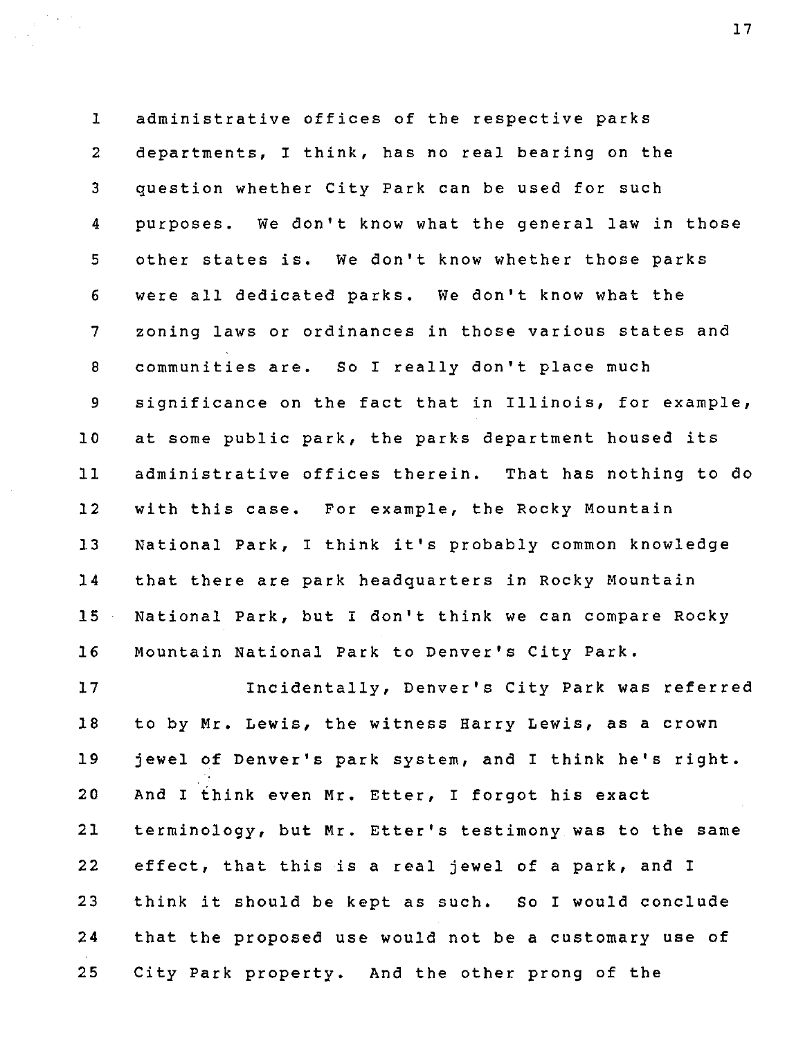administrative offices of the respective parks departments, I think, has no real bearing on the question whether City Park can be used for such purposes. We don't know what the general law in those other states is. We don't know whether those parks were all dedicated parks. We don't know what the zoning laws or ordinances in those various states and communities are. So I really don't place much significance on the fact that in Illinois, for example, at some public park, the parks department housed its administrative offices therein. That has nothing to do with this case. For example, the Rocky Mountain National Park, I think it's probably common knowledge that there are park headquarters in Rocky Mountain National Park, but I don't think we can compare Rocky Mountain National Park to Denver's City Park.

Incidentally, Denver's City Park was referred to by Mr. Lewis, the witness Harry Lewis, as a crown jewel of Denver's park system, and I think he's right. And I think even Mr. Etter, I forgot his exact terminology, but Mr. Etter's testimony was to the same effect, that this is a real jewel of a park, and I think it should be kept as such. So I would conclude that the proposed use would not be a customary use of City Park property. And the other prong of the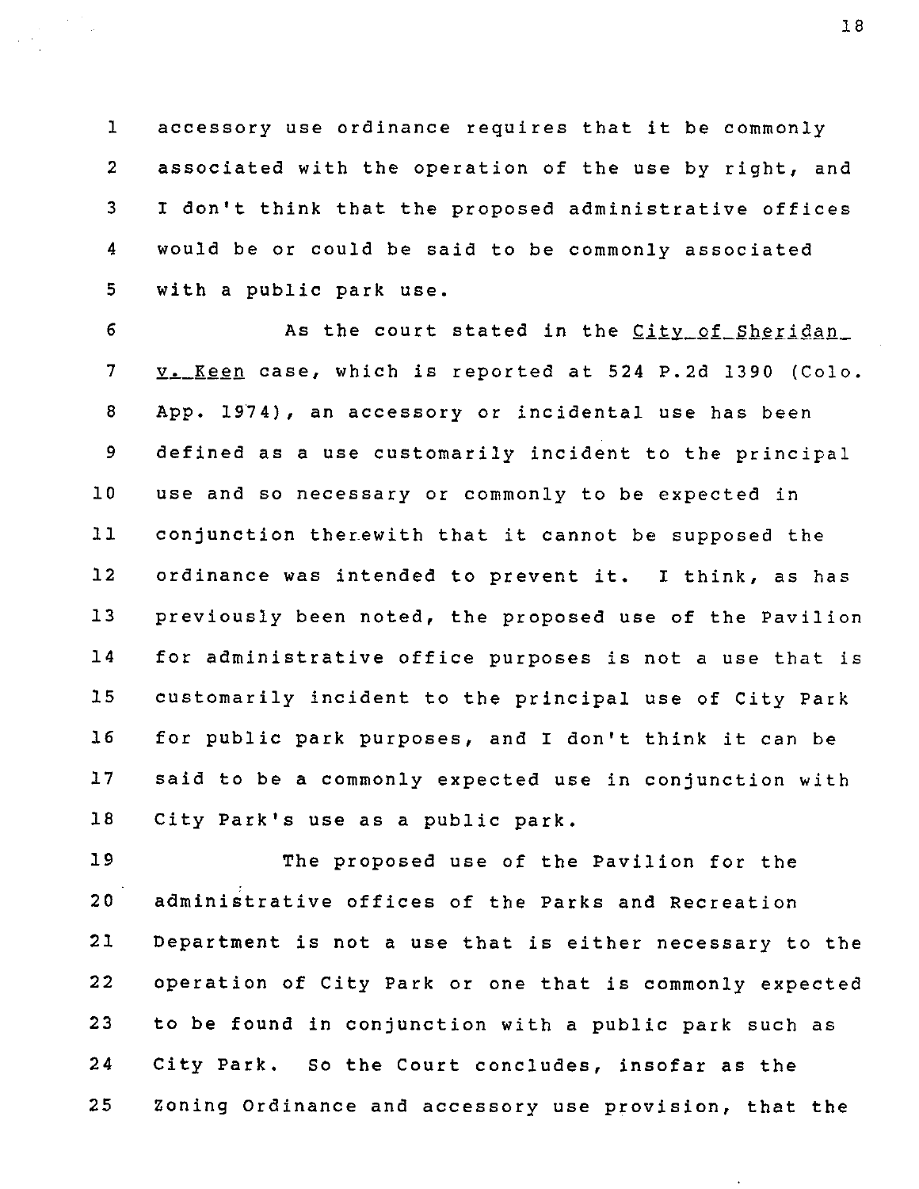accessory use ordinance requires that it be commonly associated with the operation of the use by right, and I don't think that the proposed administrative offices would be or could be said to be commonly associated with a public park use.

As the court stated in the _City of Sheridan v. Keen_ case, which is reported at 524 P.2d 1390 (Colo. App. 1974), an accessory or incidental use has been defined as a use customarily incident to the principal use and so necessary or commonly to be expected in conjunction therewith that it cannot be supposed the ordinance was intended to prevent it. I think, as has previously been noted, the proposed use of the Pavilion for administrative office purposes is not a use that is customarily incident to the principal use of City Park for public park purposes, and I don't think it can be said to be a commonly expected use in conjunction with City Park's use as a public park.

The proposed use of the Pavilion for the administrative offices of the Parks and Recreation Department is not a use that is either necessary to the operation of City Park or one that is commonly expected to be found in conjunction with a public park such as City Park. So the Court concludes, insofar as the Zoning Ordinance and accessory use provision, that the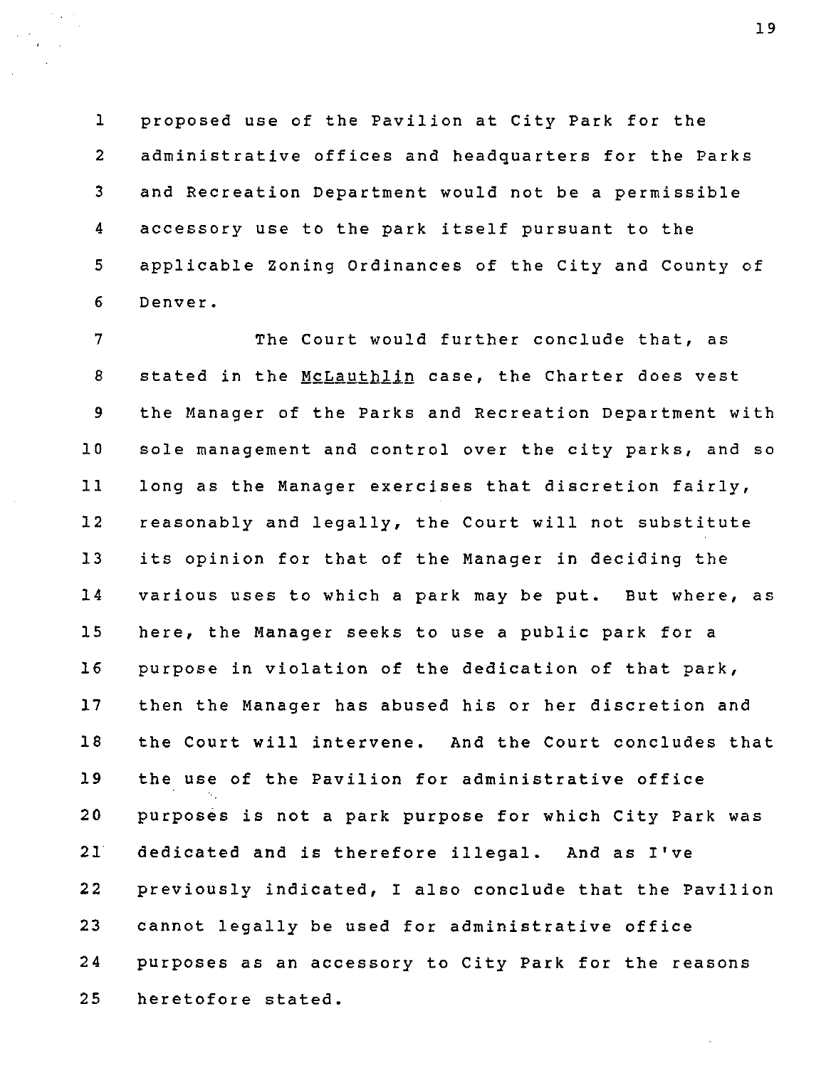proposed use of the Pavilion at City Park for the administrative offices and headquarters for the Parks and Recreation Department would not be a permissible accessory use to the park itself pursuant to the applicable Zoning Ordinances of the City and County of Denver.

The Court would further conclude that, as stated in the McLauthlin case, the Charter does vest the Manager of the Parks and Recreation Department with sole management and control over the city parks, and so long as the Manager exercises that discretion fairly, reasonably and legally, the Court will not substitute its opinion for that of the Manager in deciding the various uses to which a park may be put. But where, as here, the Manager seeks to use a public park for a purpose in violation of the dedication of that park, then the Manager has abused his or her discretion and the Court will intervene. And the Court concludes that the use of the Pavilion for administrative office purposes is not a park purpose for which City Park was dedicated and is therefore illegal. And as I've previously indicated, I also conclude that the Pavilion cannot legally be used for administrative office purposes as an accessory to City Park for the reasons heretofore stated.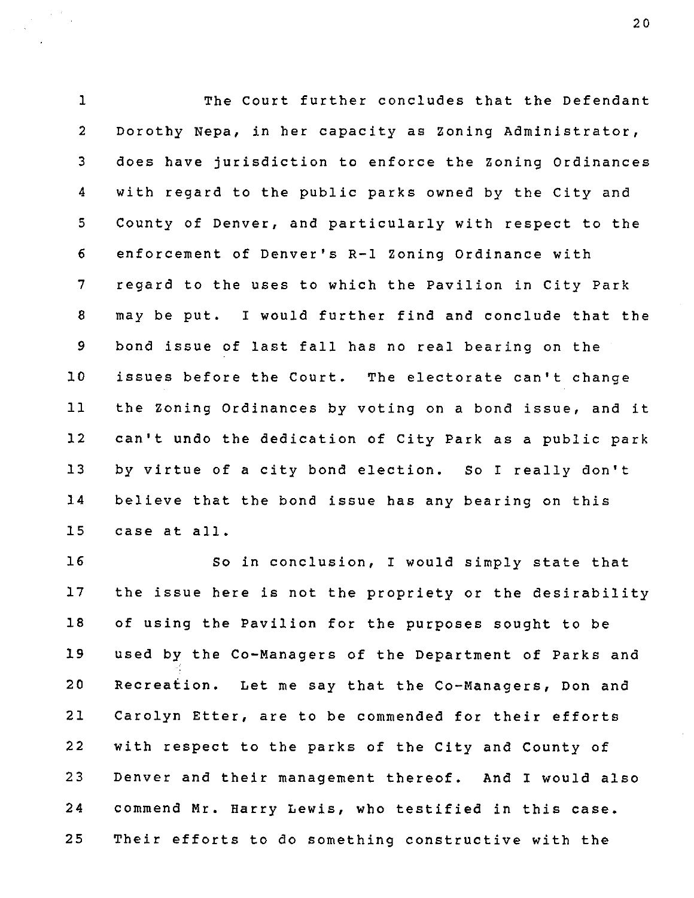The Court further concludes that the Defendant Dorothy Nepa, in her capacity as Zoning Administrator, does have jurisdiction to enforce the Zoning Ordinances with regard to the public parks owned by the City and County of Denver, and particularly with respect to the enforcement of Denver's R-1 Zoning Ordinance with regard to the uses to which the Pavilion in City Park may be put. I would further find and conclude that the bond issue of last fall has no real bearing on the issues before the Court. The electorate can't change the Zoning Ordinances by voting on a bond issue, and it can't undo the dedication of City Park as a public park by virtue of a city bond election. So I really don't believe that the bond issue has any bearing on this case at all.

So in conclusion, I would simply state that the issue here is not the propriety or the desirability of using the Pavilion for the purposes sought to be used by the Co-Managers of the Department of Parks and Recreation. Let me say that the Co-Managers, Don and Carolyn Etter, are to be commended for their efforts with respect to the parks of the City and County of Denver and their management thereof. And I would also commend Mr. Harry Lewis, who testified in this case. Their efforts to do something constructive with the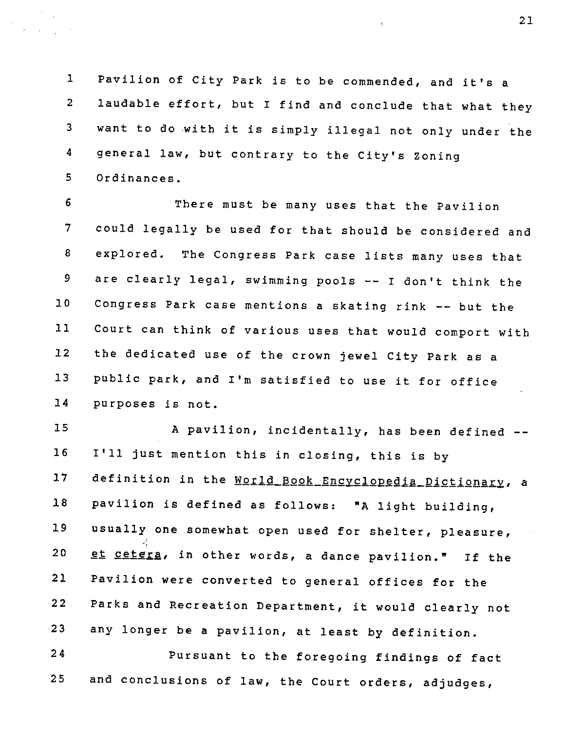Pavilion of City Park is to be commended, and it's a laudable effort, but I find and conclude that what they want to do with it is simply illegal not only under the general law, but contrary to the City's Zoning Ordinances.

There must be many uses that the Pavilion could legally be used for that should be considered and explored. The Congress Park case lists many uses that are clearly legal, swimming pools -- I don't think the Congress Park case mentions a skating rink -- but the Court can think of various uses that would comport with the dedicated use of the crown jewel City Park as a public park, and I'm satisfied to use it for office purposes is not.

A pavilion, incidentally, has been defined -- I'll just mention this in closing, this is by definition in the _World Book Encyclopedia Dictionary_, a pavilion is defined as follows: "A light building, usually one somewhat open used for shelter, pleasure, _et cetera_, in other words, a dance pavilion." If the Pavilion were converted to general offices for the Parks and Recreation Department, it would clearly not any longer be a pavilion, at least by definition.

Pursuant to the foregoing findings of fact and conclusions of law, the Court orders, adjudges,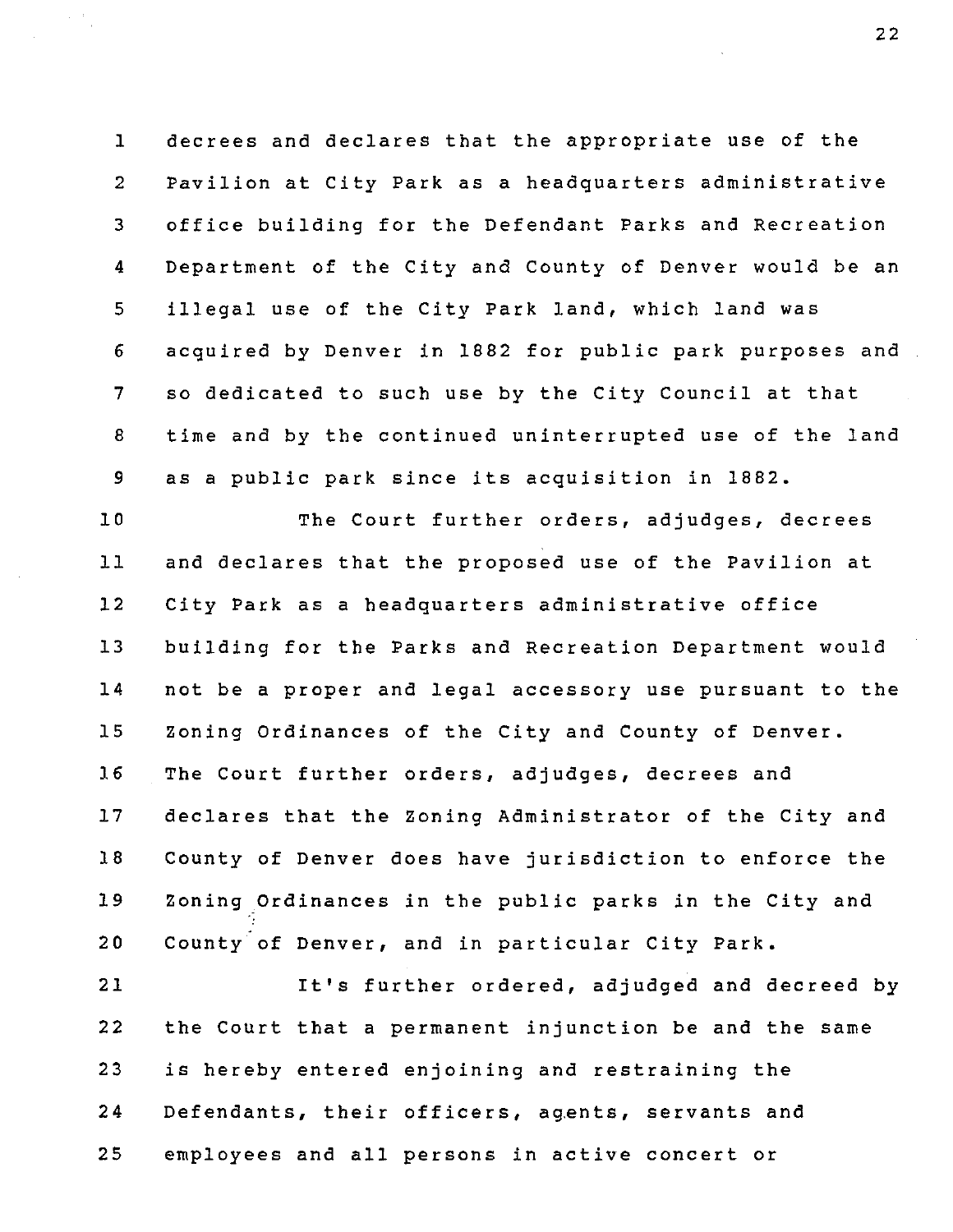decrees and declares that the appropriate use of the Pavilion at City Park as a headquarters administrative office building for the Defendant Parks and Recreation Department of the City and County of Denver would be an illegal use of the City Park land, which land was acquired by Denver in 1882 for public park purposes and so dedicated to such use by the City Council at that time and by the continued uninterrupted use of the land as a public park since its acquisition in 1882.

The Court further orders, adjudges, decrees and declares that the proposed use of the Pavilion at City Park as a headquarters administrative office building for the Parks and Recreation Department would not be a proper and legal accessory use pursuant to the Zoning Ordinances of the City and County of Denver. The Court further orders, adjudges, decrees and declares that the Zoning Administrator of the City and County of Denver does have jurisdiction to enforce the Zoning Ordinances in the public parks in the City and County of Denver, and in particular City Park.

It's further ordered, adjudged and decreed by the Court that a permanent injunction be and the same is hereby entered enjoining and restraining the Defendants, their officers, agents, servants and employees and all persons in active concert or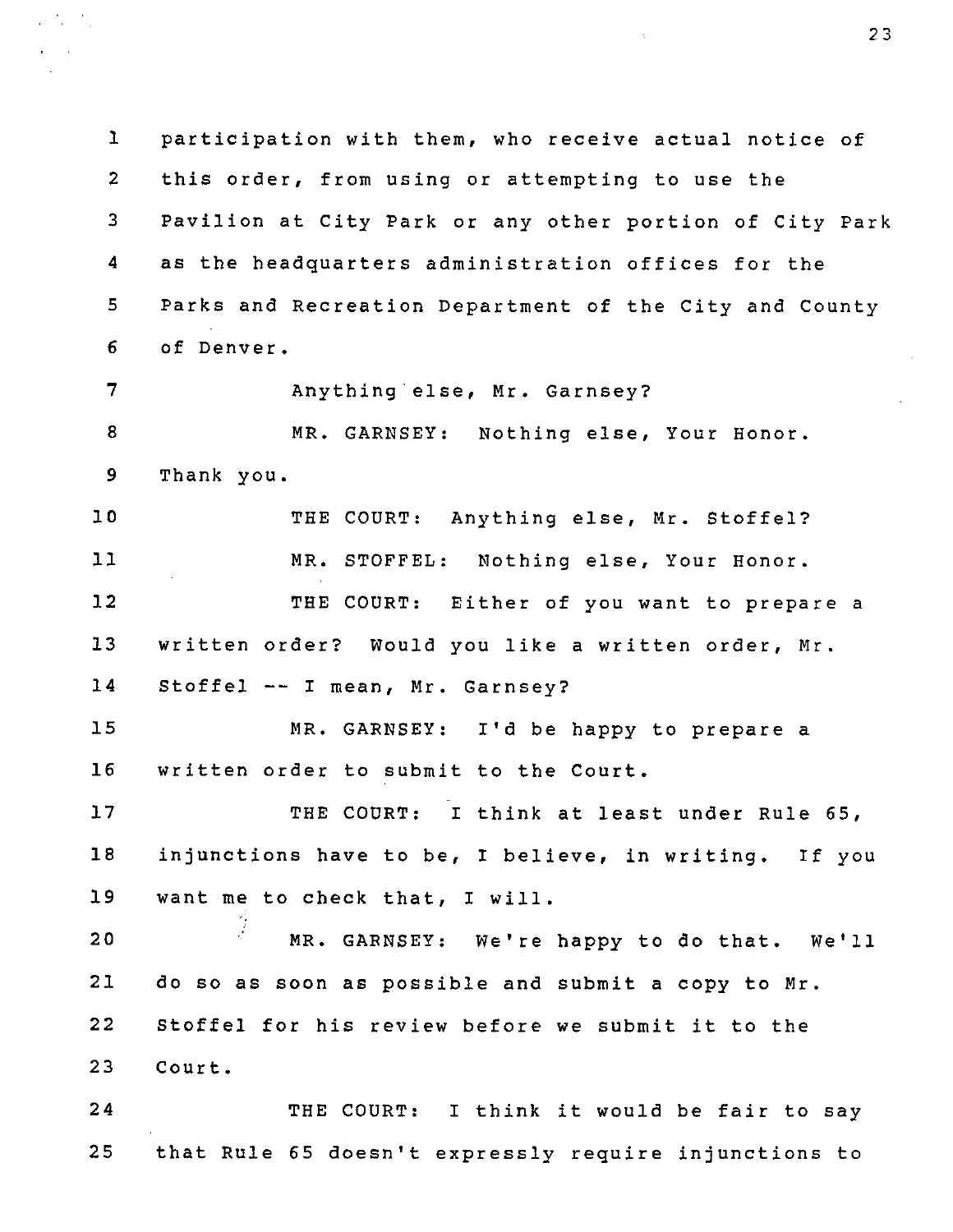1 participation with them, who receive actual notice of
2 this order, from using or attempting to use the
3 Pavilion at City Park or any other portion of City Park
4 as the headquarters administration offices for the
5 Parks and Recreation Department of the City and County
6 of Denver.

7 Anything else, Mr. Garnsey?

8 MR. GARNSEY: Nothing else, Your Honor.
9 Thank you.

10 THE COURT: Anything else, Mr. Stoffel?

11 MR. STOFFEL: Nothing else, Your Honor.

12 THE COURT: Either of you want to prepare a
13 written order? Would you like a written order, Mr.
14 Stoffel -- I mean, Mr. Garnsey?

15 MR. GARNSEY: I'd be happy to prepare a
16 written order to submit to the Court.

17 THE COURT: I think at least under Rule 65,
18 injunctions have to be, I believe, in writing. If you
19 want me to check that, I will.

20 MR. GARNSEY: We're happy to do that. We'll
21 do so as soon as possible and submit a copy to Mr.
22 Stoffel for his review before we submit it to the
23 Court.

24 THE COURT: I think it would be fair to say
25 that Rule 65 doesn't expressly require injunctions to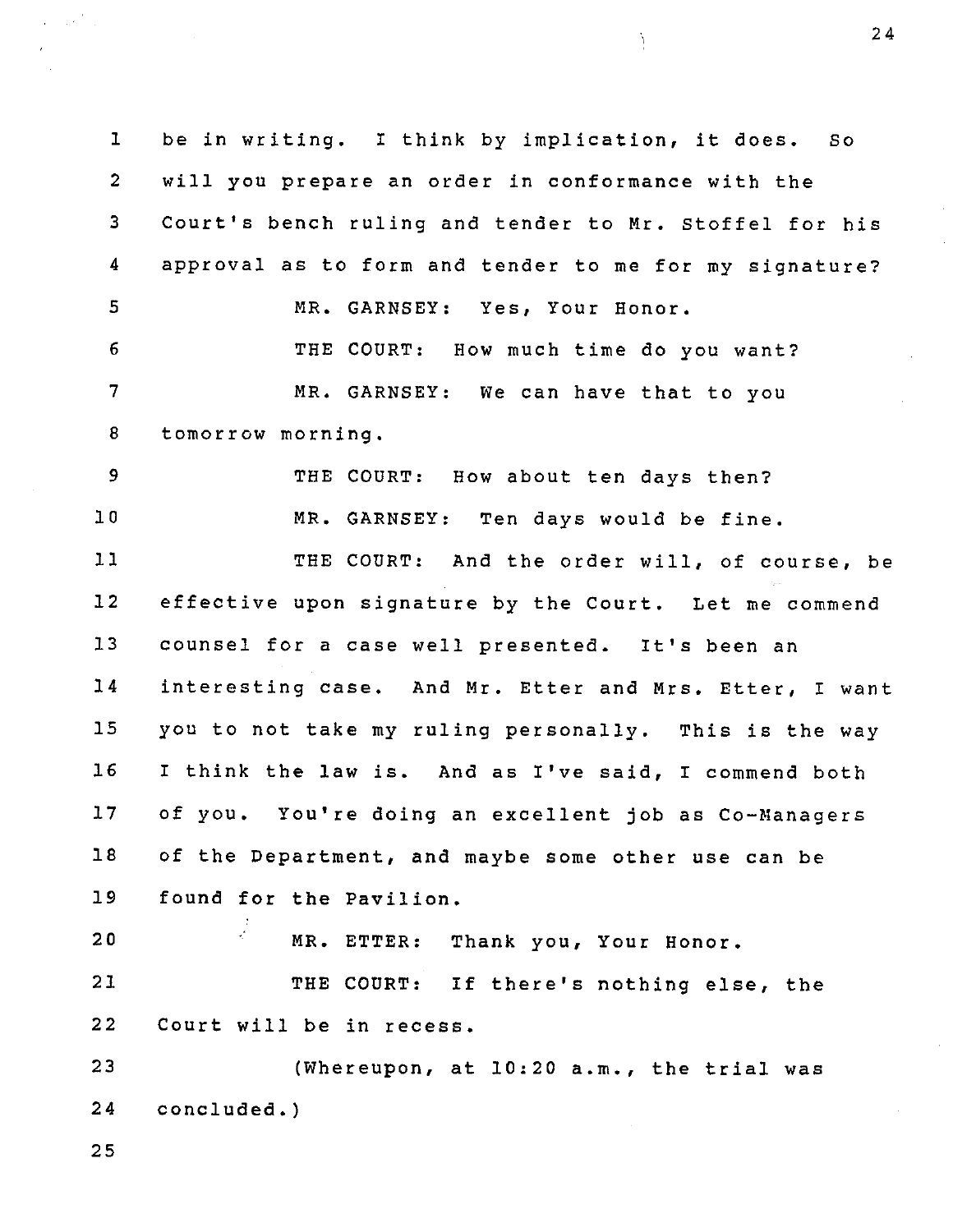be in writing. I think by implication, it does. So will you prepare an order in conformance with the Court's bench ruling and tender to Mr. Stoffel for his approval as to form and tender to me for my signature?

MR. GARNSEY: Yes, Your Honor.

THE COURT: How much time do you want?

MR. GARNSEY: We can have that to you tomorrow morning.

THE COURT: How about ten days then?

MR. GARNSEY: Ten days would be fine.

THE COURT: And the order will, of course, be effective upon signature by the Court. Let me commend counsel for a case well presented. It's been an interesting case. And Mr. Etter and Mrs. Etter, I want you to not take my ruling personally. This is the way I think the law is. And as I've said, I commend both of you. You're doing an excellent job as Co-Managers of the Department, and maybe some other use can be found for the Pavilion.

MR. ETTER: Thank you, Your Honor.

THE COURT: If there's nothing else, the Court will be in recess.

(Whereupon, at 10:20 a.m., the trial was concluded.)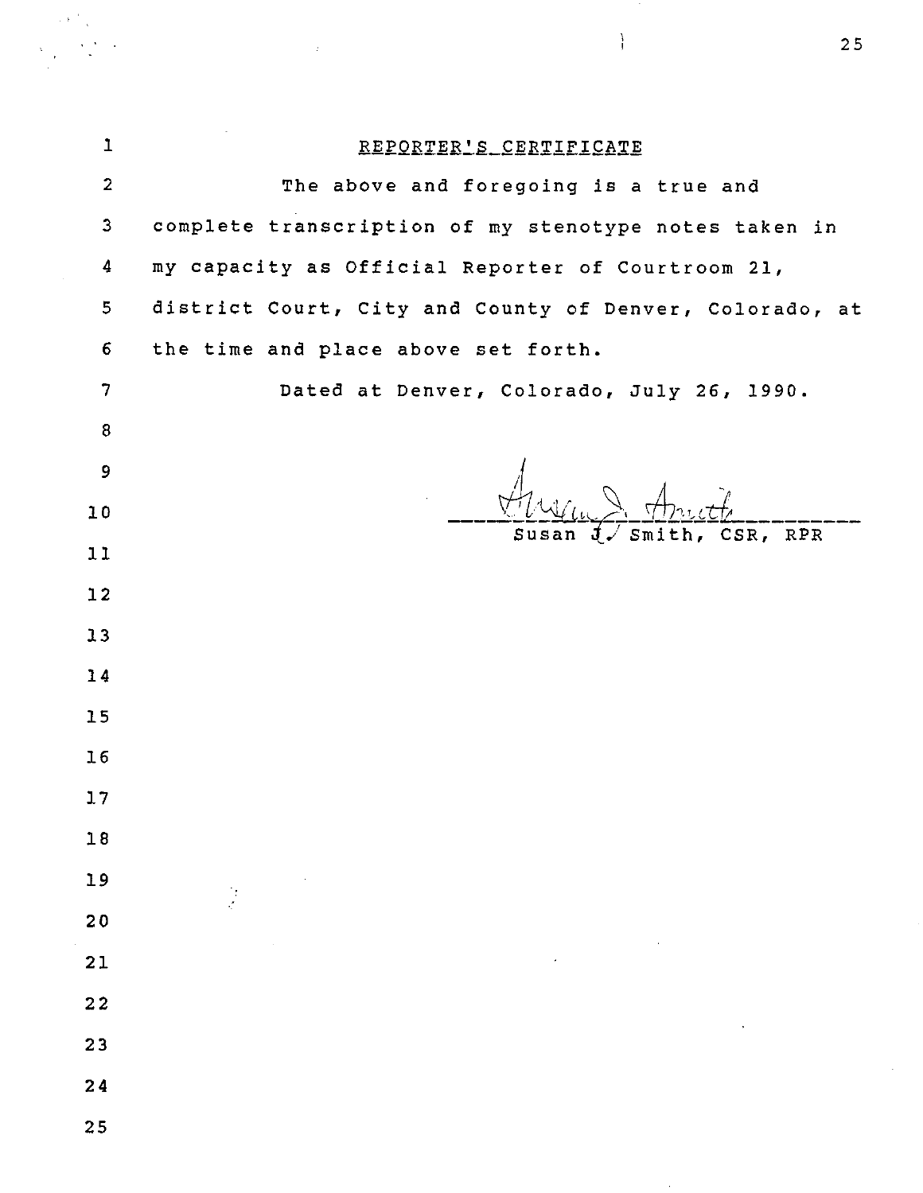## REPORTER'S CERTIFICATE

The above and foregoing is a true and complete transcription of my stenotype notes taken in my capacity as Official Reporter of Courtroom 21, district Court, City and County of Denver, Colorado, at the time and place above set forth.

Dated at Denver, Colorado, July 26, 1990.

Susan J. Smith, CSR, RPR